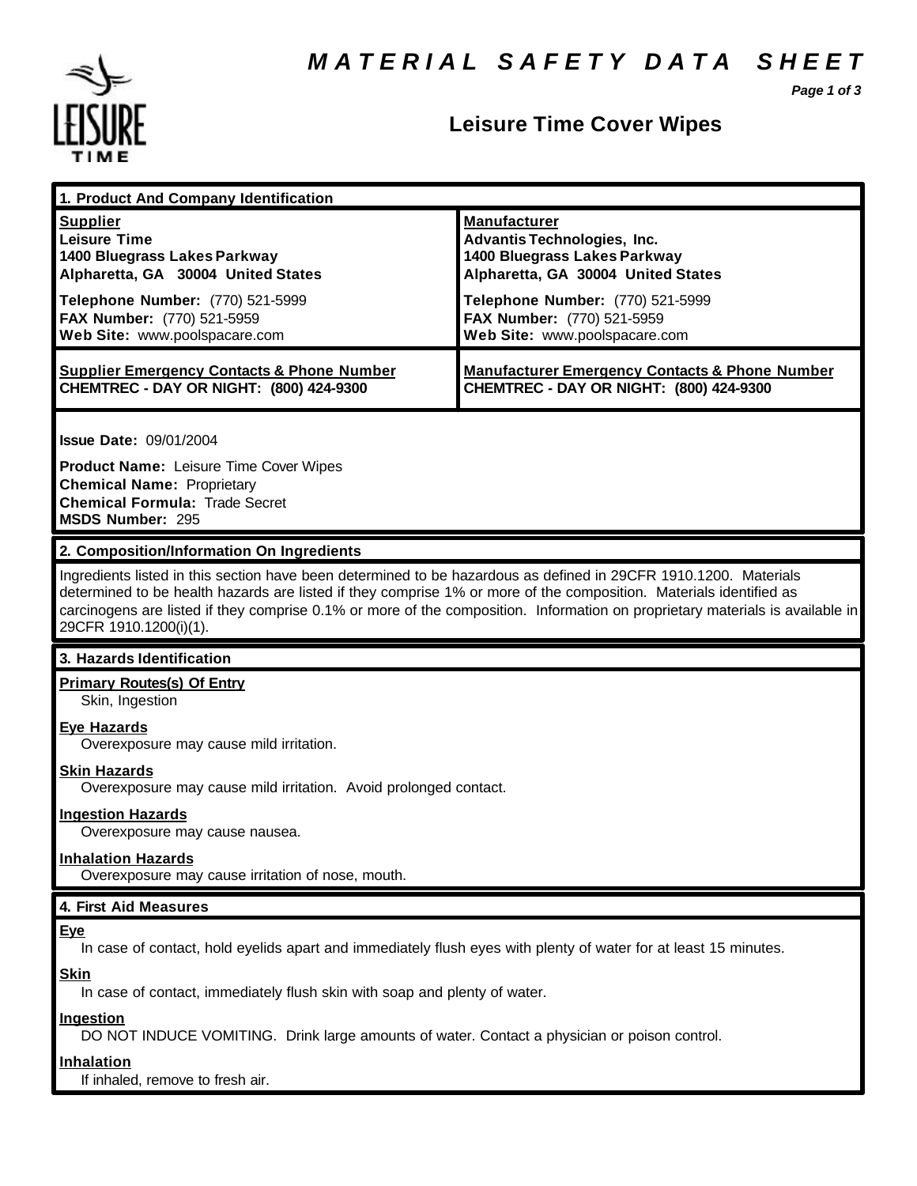# MATERIAL SAFETY DATA SHEET

## Leisure Time Cover Wipes

### 1. Product And Company Identification

| **Supplier** | **Manufacturer** |
| --- | --- |
| **Leisure Time** | **Advantis Technologies, Inc.** |
| **1400 Bluegrass Lakes Parkway** | **1400 Bluegrass Lakes Parkway** |
| **Alpharetta, GA 30004 United States** | **Alpharetta, GA 30004 United States** |
| **Telephone Number:** (770) 521-5999 | **Telephone Number:** (770) 521-5999 |
| **FAX Number:** (770) 521-5959 | **FAX Number:** (770) 521-5959 |
| **Web Site:** www.poolspacare.com | **Web Site:** www.poolspacare.com |
| **Supplier Emergency Contacts & Phone Number** | **Manufacturer Emergency Contacts & Phone Number** |
| **CHEMTREC - DAY OR NIGHT: (800) 424-9300** | **CHEMTREC - DAY OR NIGHT: (800) 424-9300** |

**Issue Date:** 09/01/2004

**Product Name:** Leisure Time Cover Wipes
**Chemical Name:** Proprietary
**Chemical Formula:** Trade Secret
**MSDS Number:** 295

### 2. Composition/Information On Ingredients

Ingredients listed in this section have been determined to be hazardous as defined in 29CFR 1910.1200. Materials determined to be health hazards are listed if they comprise 1% or more of the composition. Materials identified as carcinogens are listed if they comprise 0.1% or more of the composition. Information on proprietary materials is available in 29CFR 1910.1200(i)(1).

### 3. Hazards Identification

**Primary Routes(s) Of Entry**
Skin, Ingestion

**Eye Hazards**
Overexposure may cause mild irritation.

**Skin Hazards**
Overexposure may cause mild irritation. Avoid prolonged contact.

**Ingestion Hazards**
Overexposure may cause nausea.

**Inhalation Hazards**
Overexposure may cause irritation of nose, mouth.

### 4. First Aid Measures

**Eye**
In case of contact, hold eyelids apart and immediately flush eyes with plenty of water for at least 15 minutes.

**Skin**
In case of contact, immediately flush skin with soap and plenty of water.

**Ingestion**
DO NOT INDUCE VOMITING. Drink large amounts of water. Contact a physician or poison control.

**Inhalation**
If inhaled, remove to fresh air.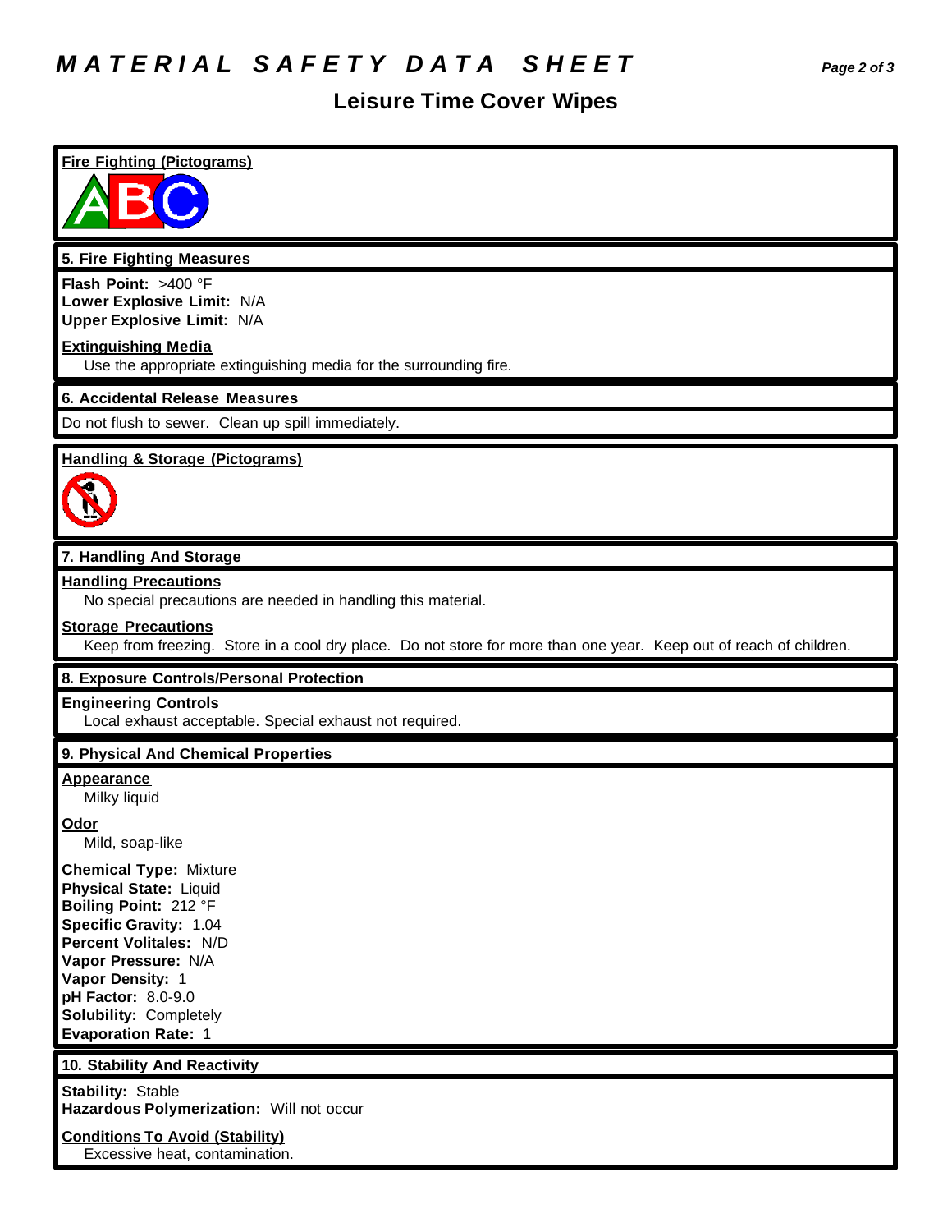# MATERIAL SAFETY DATA SHEET

## Leisure Time Cover Wipes

**Fire Fighting (Pictograms)**

### 5. Fire Fighting Measures

**Flash Point:** >400 °F
**Lower Explosive Limit:** N/A
**Upper Explosive Limit:** N/A

**Extinguishing Media**

Use the appropriate extinguishing media for the surrounding fire.

### 6. Accidental Release Measures

Do not flush to sewer. Clean up spill immediately.

**Handling & Storage (Pictograms)**

### 7. Handling And Storage

**Handling Precautions**

No special precautions are needed in handling this material.

**Storage Precautions**

Keep from freezing. Store in a cool dry place. Do not store for more than one year. Keep out of reach of children.

### 8. Exposure Controls/Personal Protection

**Engineering Controls**

Local exhaust acceptable. Special exhaust not required.

### 9. Physical And Chemical Properties

**Appearance**

Milky liquid

**Odor**

Mild, soap-like

**Chemical Type:** Mixture
**Physical State:** Liquid
**Boiling Point:** 212 °F
**Specific Gravity:** 1.04
**Percent Volitales:** N/D
**Vapor Pressure:** N/A
**Vapor Density:** 1
**pH Factor:** 8.0-9.0
**Solubility:** Completely
**Evaporation Rate:** 1

### 10. Stability And Reactivity

**Stability:** Stable
**Hazardous Polymerization:** Will not occur

**Conditions To Avoid (Stability)**

Excessive heat, contamination.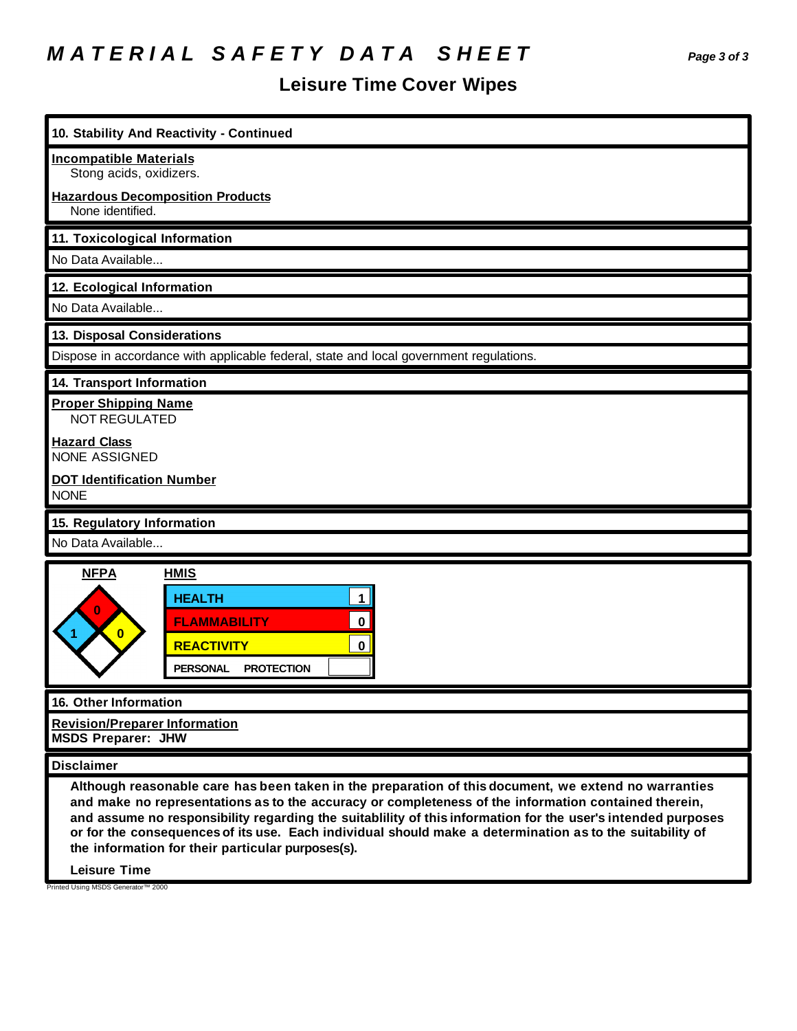# MATERIAL SAFETY DATA SHEET

## Leisure Time Cover Wipes

### 10. Stability And Reactivity - Continued

**Incompatible Materials**

Stong acids, oxidizers.

**Hazardous Decomposition Products**

None identified.

### 11. Toxicological Information

No Data Available...

### 12. Ecological Information

No Data Available...

### 13. Disposal Considerations

Dispose in accordance with applicable federal, state and local government regulations.

### 14. Transport Information

**Proper Shipping Name**

NOT REGULATED

**Hazard Class**

NONE ASSIGNED

**DOT Identification Number**

NONE

### 15. Regulatory Information

No Data Available...

**NFPA**

0

1 0

**HMIS**

| | |
|---|---|
| HEALTH | 1 |
| FLAMMABILITY | 0 |
| REACTIVITY | 0 |
| PERSONAL PROTECTION | |

### 16. Other Information

**Revision/Preparer Information**

**MSDS Preparer: JHW**

### Disclaimer

**Although reasonable care has been taken in the preparation of this document, we extend no warranties and make no representations as to the accuracy or completeness of the information contained therein, and assume no responsibility regarding the suitablility of this information for the user's intended purposes or for the consequences of its use. Each individual should make a determination as to the suitability of the information for their particular purposes(s).**

**Leisure Time**

Printed Using MSDS Generator™ 2000